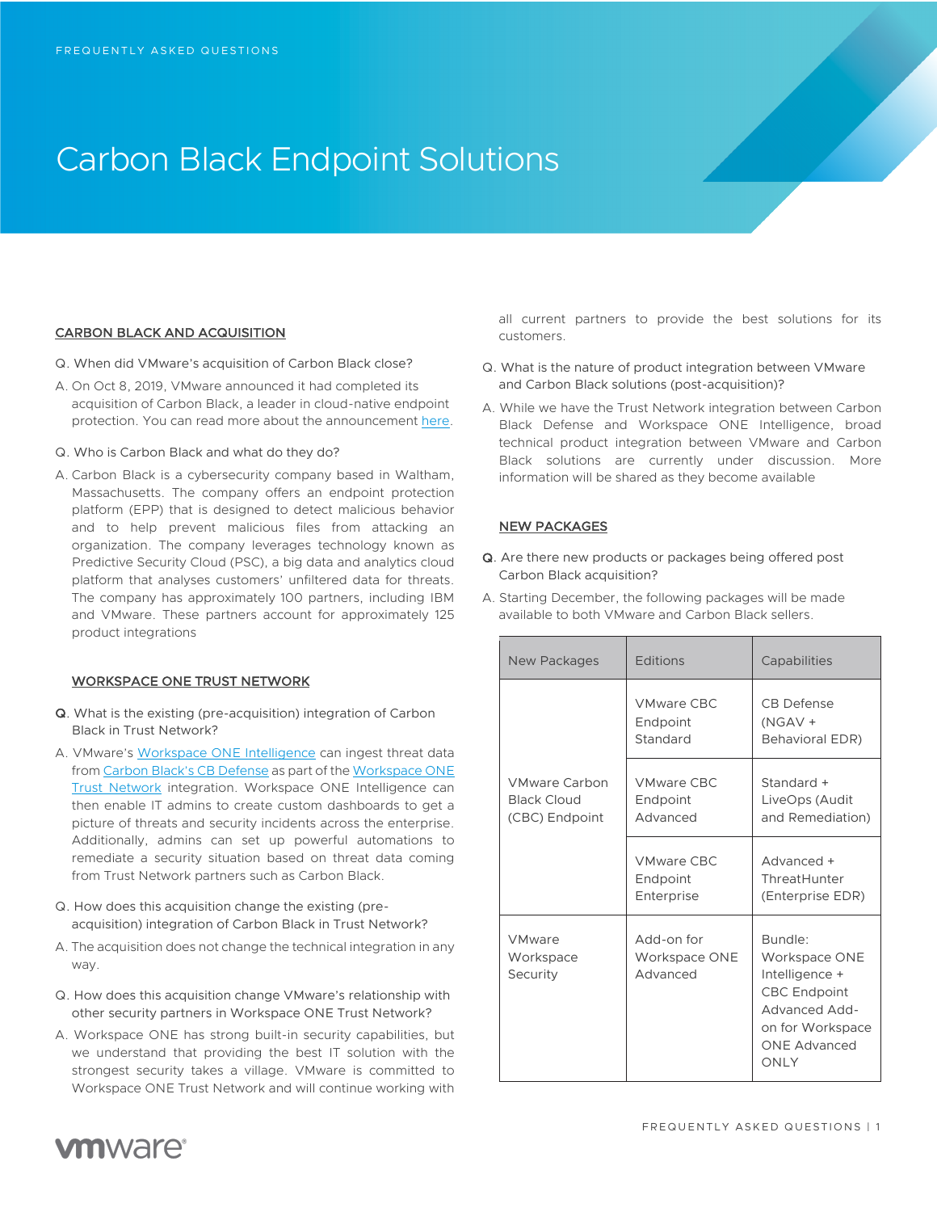FREQUENTLY ASKED QUESTIONS

# Carbon Black Endpoint Solutions

## CARBON BLACK AND ACQUISITION

Q. When did VMware's acquisition of Carbon Black close?

A. On Oct 8, 2019, VMware announced it had completed its acquisition of Carbon Black, a leader in cloud-native endpoint protection. You can read more about the announcement here.

Q. Who is Carbon Black and what do they do?

A. Carbon Black is a cybersecurity company based in Waltham, Massachusetts. The company offers an endpoint protection platform (EPP) that is designed to detect malicious behavior and to help prevent malicious files from attacking an organization. The company leverages technology known as Predictive Security Cloud (PSC), a big data and analytics cloud platform that analyses customers' unfiltered data for threats. The company has approximately 100 partners, including IBM and VMware. These partners account for approximately 125 product integrations

## WORKSPACE ONE TRUST NETWORK

Q. What is the existing (pre-acquisition) integration of Carbon Black in Trust Network?

A. VMware's Workspace ONE Intelligence can ingest threat data from Carbon Black's CB Defense as part of the Workspace ONE Trust Network integration. Workspace ONE Intelligence can then enable IT admins to create custom dashboards to get a picture of threats and security incidents across the enterprise. Additionally, admins can set up powerful automations to remediate a security situation based on threat data coming from Trust Network partners such as Carbon Black.

Q. How does this acquisition change the existing (pre-acquisition) integration of Carbon Black in Trust Network?

A. The acquisition does not change the technical integration in any way.

Q. How does this acquisition change VMware's relationship with other security partners in Workspace ONE Trust Network?

A. Workspace ONE has strong built-in security capabilities, but we understand that providing the best IT solution with the strongest security takes a village. VMware is committed to Workspace ONE Trust Network and will continue working with all current partners to provide the best solutions for its customers.

Q. What is the nature of product integration between VMware and Carbon Black solutions (post-acquisition)?

A. While we have the Trust Network integration between Carbon Black Defense and Workspace ONE Intelligence, broad technical product integration between VMware and Carbon Black solutions are currently under discussion. More information will be shared as they become available

## NEW PACKAGES

Q. Are there new products or packages being offered post Carbon Black acquisition?

A. Starting December, the following packages will be made available to both VMware and Carbon Black sellers.

| New Packages | Editions | Capabilities |
|---|---|---|
| VMware Carbon Black Cloud (CBC) Endpoint | VMware CBC Endpoint Standard | CB Defense (NGAV + Behavioral EDR) |
| | VMware CBC Endpoint Advanced | Standard + LiveOps (Audit and Remediation) |
| | VMware CBC Endpoint Enterprise | Advanced + ThreatHunter (Enterprise EDR) |
| VMware Workspace Security | Add-on for Workspace ONE Advanced | Bundle: Workspace ONE Intelligence + CBC Endpoint Advanced Add-on for Workspace ONE Advanced ONLY |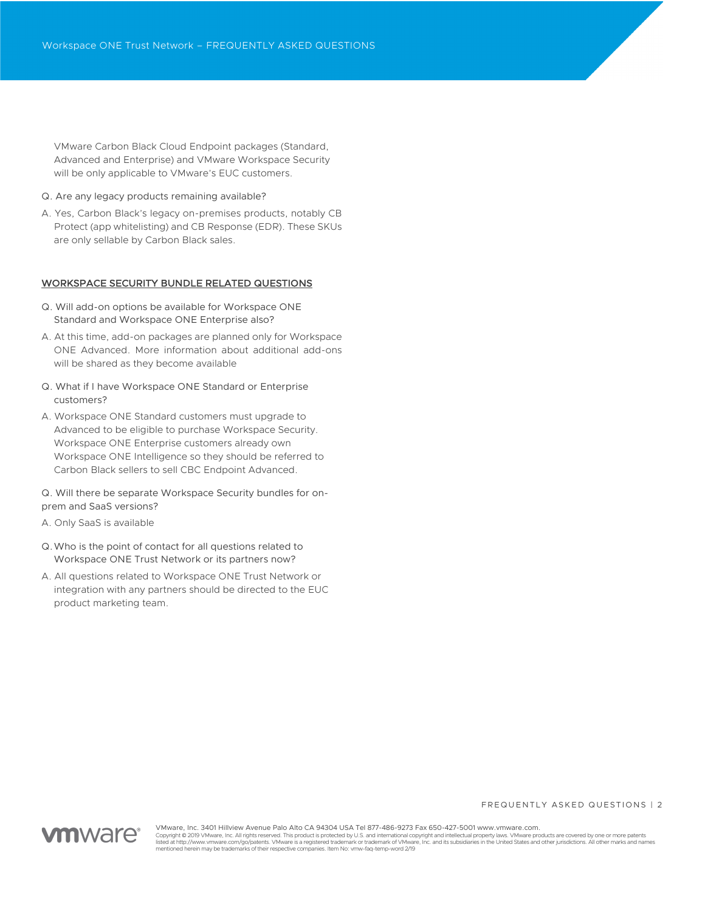VMware Carbon Black Cloud Endpoint packages (Standard, Advanced and Enterprise) and VMware Workspace Security will be only applicable to VMware's EUC customers.

Q. Are any legacy products remaining available?

A. Yes, Carbon Black's legacy on-premises products, notably CB Protect (app whitelisting) and CB Response (EDR). These SKUs are only sellable by Carbon Black sales.

## WORKSPACE SECURITY BUNDLE RELATED QUESTIONS

Q. Will add-on options be available for Workspace ONE Standard and Workspace ONE Enterprise also?

A. At this time, add-on packages are planned only for Workspace ONE Advanced. More information about additional add-ons will be shared as they become available

Q. What if I have Workspace ONE Standard or Enterprise customers?

A. Workspace ONE Standard customers must upgrade to Advanced to be eligible to purchase Workspace Security. Workspace ONE Enterprise customers already own Workspace ONE Intelligence so they should be referred to Carbon Black sellers to sell CBC Endpoint Advanced.

Q. Will there be separate Workspace Security bundles for on-prem and SaaS versions?

A. Only SaaS is available

Q. Who is the point of contact for all questions related to Workspace ONE Trust Network or its partners now?

A. All questions related to Workspace ONE Trust Network or integration with any partners should be directed to the EUC product marketing team.

VMware, Inc. 3401 Hillview Avenue Palo Alto CA 94304 USA Tel 877-486-9273 Fax 650-427-5001 www.vmware.com.
Copyright © 2019 VMware, Inc. All rights reserved. This product is protected by U.S. and international copyright and intellectual property laws. VMware products are covered by one or more patents listed at http://www.vmware.com/go/patents. VMware is a registered trademark or trademark of VMware, Inc. and its subsidiaries in the United States and other jurisdictions. All other marks and names mentioned herein may be trademarks of their respective companies. Item No: vmw-faq-temp-word 2/19